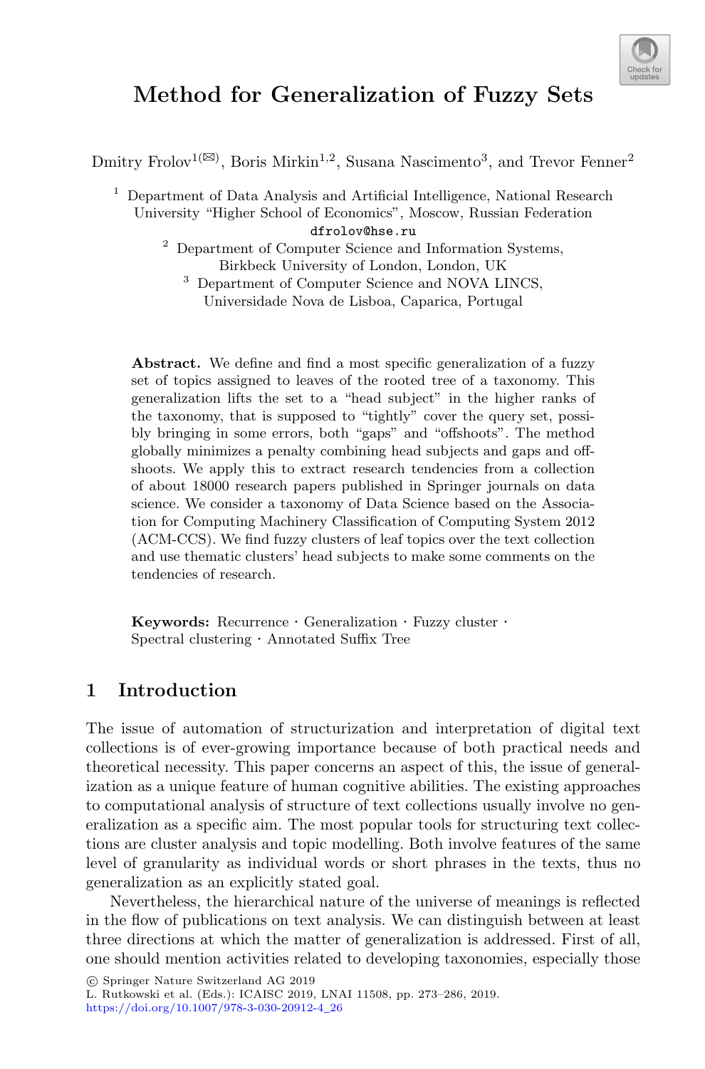# Method for Generalization of Fuzzy Sets

Dmitry Frolov[1(✉)], Boris Mirkin[1,2], Susana Nascimento[3], and Trevor Fenner[2]

[1] Department of Data Analysis and Artificial Intelligence, National Research University "Higher School of Economics", Moscow, Russian Federation
dfrolov@hse.ru

[2] Department of Computer Science and Information Systems, Birkbeck University of London, London, UK

[3] Department of Computer Science and NOVA LINCS, Universidade Nova de Lisboa, Caparica, Portugal

**Abstract.** We define and find a most specific generalization of a fuzzy set of topics assigned to leaves of the rooted tree of a taxonomy. This generalization lifts the set to a "head subject" in the higher ranks of the taxonomy, that is supposed to "tightly" cover the query set, possibly bringing in some errors, both "gaps" and "offshoots". The method globally minimizes a penalty combining head subjects and gaps and offshoots. We apply this to extract research tendencies from a collection of about 18000 research papers published in Springer journals on data science. We consider a taxonomy of Data Science based on the Association for Computing Machinery Classification of Computing System 2012 (ACM-CCS). We find fuzzy clusters of leaf topics over the text collection and use thematic clusters' head subjects to make some comments on the tendencies of research.

**Keywords:** Recurrence · Generalization · Fuzzy cluster · Spectral clustering · Annotated Suffix Tree

## 1 Introduction

The issue of automation of structurization and interpretation of digital text collections is of ever-growing importance because of both practical needs and theoretical necessity. This paper concerns an aspect of this, the issue of generalization as a unique feature of human cognitive abilities. The existing approaches to computational analysis of structure of text collections usually involve no generalization as a specific aim. The most popular tools for structuring text collections are cluster analysis and topic modelling. Both involve features of the same level of granularity as individual words or short phrases in the texts, thus no generalization as an explicitly stated goal.

Nevertheless, the hierarchical nature of the universe of meanings is reflected in the flow of publications on text analysis. We can distinguish between at least three directions at which the matter of generalization is addressed. First of all, one should mention activities related to developing taxonomies, especially those

© Springer Nature Switzerland AG 2019
L. Rutkowski et al. (Eds.): ICAISC 2019, LNAI 11508, pp. 273–286, 2019.
https://doi.org/10.1007/978-3-030-20912-4_26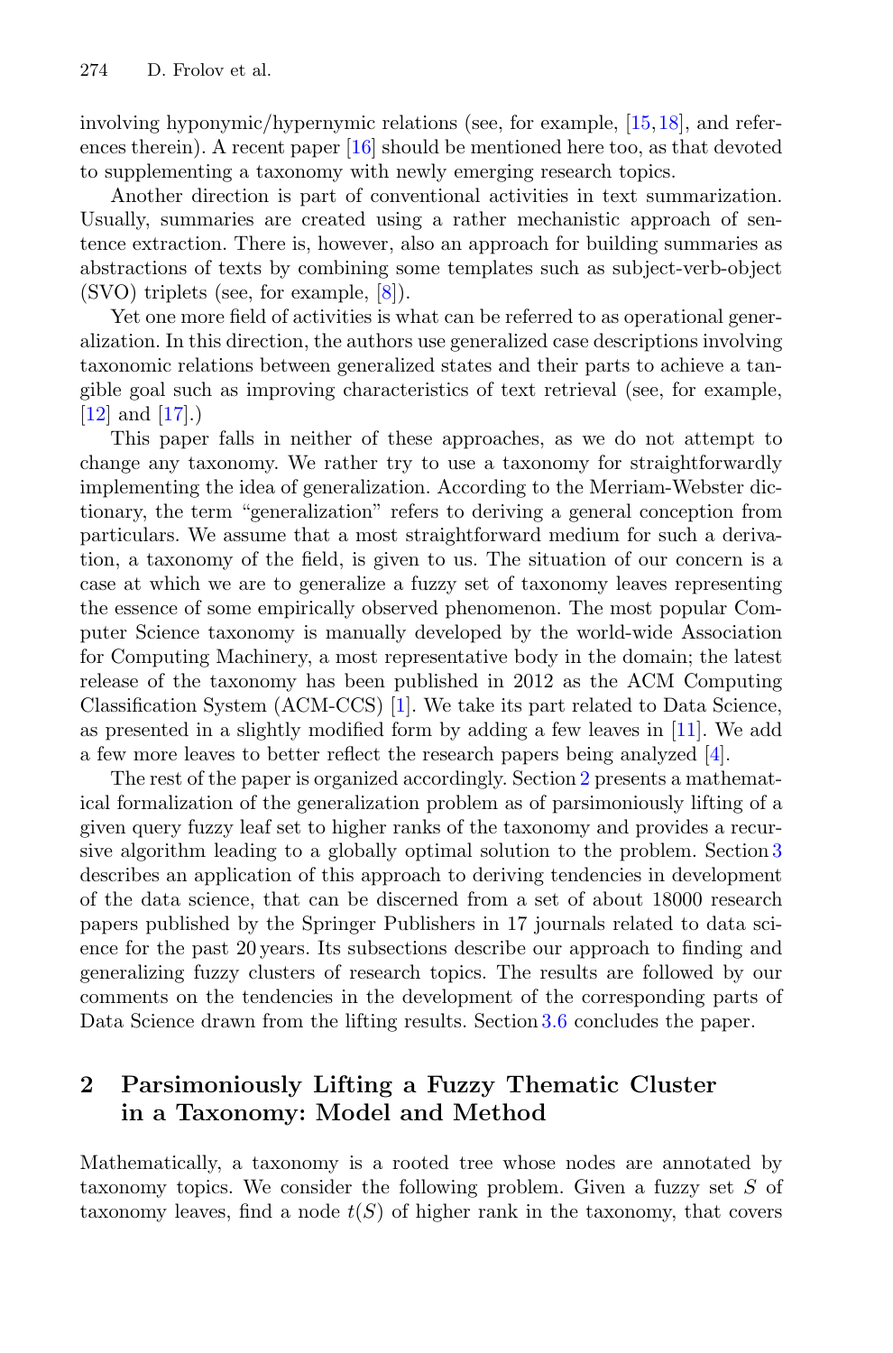involving hyponymic/hypernymic relations (see, for example, [15,18], and references therein). A recent paper [16] should be mentioned here too, as that devoted to supplementing a taxonomy with newly emerging research topics.

Another direction is part of conventional activities in text summarization. Usually, summaries are created using a rather mechanistic approach of sentence extraction. There is, however, also an approach for building summaries as abstractions of texts by combining some templates such as subject-verb-object (SVO) triplets (see, for example, [8]).

Yet one more field of activities is what can be referred to as operational generalization. In this direction, the authors use generalized case descriptions involving taxonomic relations between generalized states and their parts to achieve a tangible goal such as improving characteristics of text retrieval (see, for example, [12] and [17].)

This paper falls in neither of these approaches, as we do not attempt to change any taxonomy. We rather try to use a taxonomy for straightforwardly implementing the idea of generalization. According to the Merriam-Webster dictionary, the term "generalization" refers to deriving a general conception from particulars. We assume that a most straightforward medium for such a derivation, a taxonomy of the field, is given to us. The situation of our concern is a case at which we are to generalize a fuzzy set of taxonomy leaves representing the essence of some empirically observed phenomenon. The most popular Computer Science taxonomy is manually developed by the world-wide Association for Computing Machinery, a most representative body in the domain; the latest release of the taxonomy has been published in 2012 as the ACM Computing Classification System (ACM-CCS) [1]. We take its part related to Data Science, as presented in a slightly modified form by adding a few leaves in [11]. We add a few more leaves to better reflect the research papers being analyzed [4].

The rest of the paper is organized accordingly. Section 2 presents a mathematical formalization of the generalization problem as of parsimoniously lifting of a given query fuzzy leaf set to higher ranks of the taxonomy and provides a recursive algorithm leading to a globally optimal solution to the problem. Section 3 describes an application of this approach to deriving tendencies in development of the data science, that can be discerned from a set of about 18000 research papers published by the Springer Publishers in 17 journals related to data science for the past 20 years. Its subsections describe our approach to finding and generalizing fuzzy clusters of research topics. The results are followed by our comments on the tendencies in the development of the corresponding parts of Data Science drawn from the lifting results. Section 3.6 concludes the paper.

## 2 Parsimoniously Lifting a Fuzzy Thematic Cluster in a Taxonomy: Model and Method

Mathematically, a taxonomy is a rooted tree whose nodes are annotated by taxonomy topics. We consider the following problem. Given a fuzzy set $S$ of taxonomy leaves, find a node $t(S)$ of higher rank in the taxonomy, that covers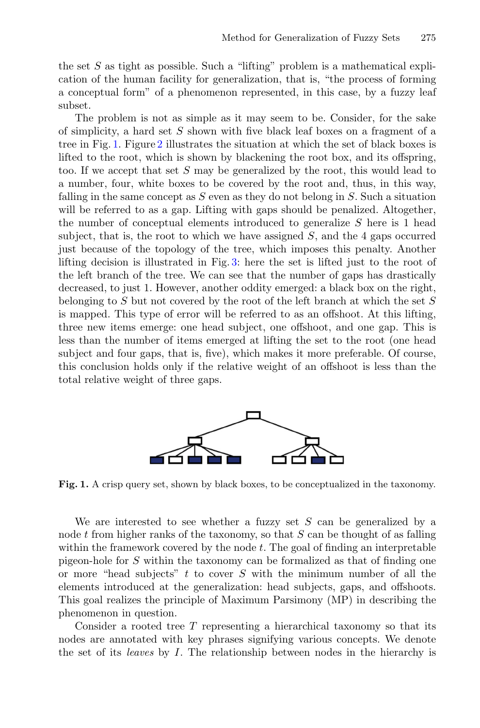the set $S$ as tight as possible. Such a "lifting" problem is a mathematical explication of the human facility for generalization, that is, "the process of forming a conceptual form" of a phenomenon represented, in this case, by a fuzzy leaf subset.

The problem is not as simple as it may seem to be. Consider, for the sake of simplicity, a hard set $S$ shown with five black leaf boxes on a fragment of a tree in Fig. 1. Figure 2 illustrates the situation at which the set of black boxes is lifted to the root, which is shown by blackening the root box, and its offspring, too. If we accept that set $S$ may be generalized by the root, this would lead to a number, four, white boxes to be covered by the root and, thus, in this way, falling in the same concept as $S$ even as they do not belong in $S$. Such a situation will be referred to as a gap. Lifting with gaps should be penalized. Altogether, the number of conceptual elements introduced to generalize $S$ here is 1 head subject, that is, the root to which we have assigned $S$, and the 4 gaps occurred just because of the topology of the tree, which imposes this penalty. Another lifting decision is illustrated in Fig. 3: here the set is lifted just to the root of the left branch of the tree. We can see that the number of gaps has drastically decreased, to just 1. However, another oddity emerged: a black box on the right, belonging to $S$ but not covered by the root of the left branch at which the set $S$ is mapped. This type of error will be referred to as an offshoot. At this lifting, three new items emerge: one head subject, one offshoot, and one gap. This is less than the number of items emerged at lifting the set to the root (one head subject and four gaps, that is, five), which makes it more preferable. Of course, this conclusion holds only if the relative weight of an offshoot is less than the total relative weight of three gaps.

**Fig. 1.** A crisp query set, shown by black boxes, to be conceptualized in the taxonomy.

We are interested to see whether a fuzzy set $S$ can be generalized by a node $t$ from higher ranks of the taxonomy, so that $S$ can be thought of as falling within the framework covered by the node $t$. The goal of finding an interpretable pigeon-hole for $S$ within the taxonomy can be formalized as that of finding one or more "head subjects" $t$ to cover $S$ with the minimum number of all the elements introduced at the generalization: head subjects, gaps, and offshoots. This goal realizes the principle of Maximum Parsimony (MP) in describing the phenomenon in question.

Consider a rooted tree $T$ representing a hierarchical taxonomy so that its nodes are annotated with key phrases signifying various concepts. We denote the set of its *leaves* by $I$. The relationship between nodes in the hierarchy is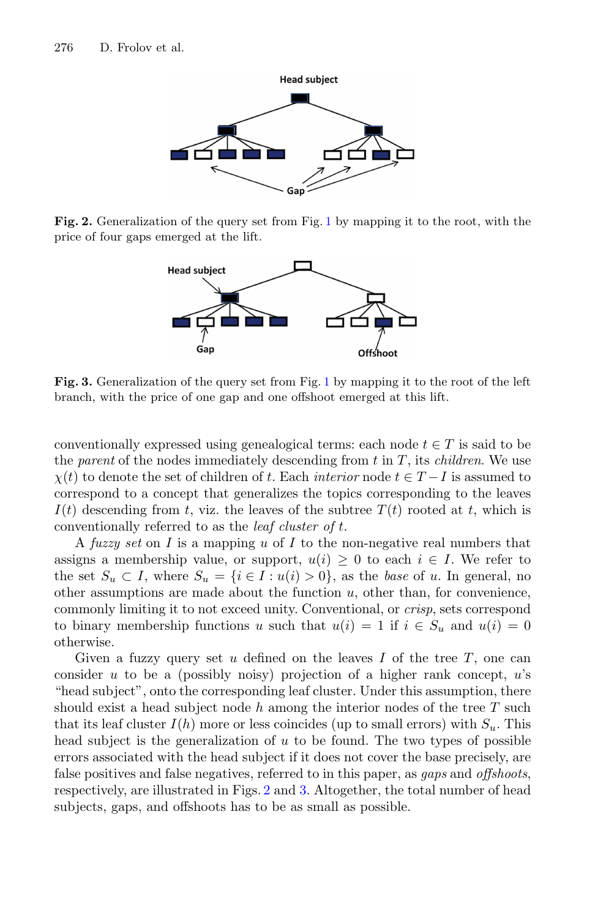**Fig. 2.** Generalization of the query set from Fig. 1 by mapping it to the root, with the price of four gaps emerged at the lift.

**Fig. 3.** Generalization of the query set from Fig. 1 by mapping it to the root of the left branch, with the price of one gap and one offshoot emerged at this lift.

conventionally expressed using genealogical terms: each node $t \in T$ is said to be the *parent* of the nodes immediately descending from $t$ in $T$, its *children*. We use $\chi(t)$ to denote the set of children of $t$. Each *interior* node $t \in T - I$ is assumed to correspond to a concept that generalizes the topics corresponding to the leaves $I(t)$ descending from $t$, viz. the leaves of the subtree $T(t)$ rooted at $t$, which is conventionally referred to as the *leaf cluster of* $t$.

A *fuzzy set* on $I$ is a mapping $u$ of $I$ to the non-negative real numbers that assigns a membership value, or support, $u(i) \geq 0$ to each $i \in I$. We refer to the set $S_u \subset I$, where $S_u = \{i \in I : u(i) > 0\}$, as the *base* of $u$. In general, no other assumptions are made about the function $u$, other than, for convenience, commonly limiting it to not exceed unity. Conventional, or *crisp*, sets correspond to binary membership functions $u$ such that $u(i) = 1$ if $i \in S_u$ and $u(i) = 0$ otherwise.

Given a fuzzy query set $u$ defined on the leaves $I$ of the tree $T$, one can consider $u$ to be a (possibly noisy) projection of a higher rank concept, $u$'s "head subject", onto the corresponding leaf cluster. Under this assumption, there should exist a head subject node $h$ among the interior nodes of the tree $T$ such that its leaf cluster $I(h)$ more or less coincides (up to small errors) with $S_u$. This head subject is the generalization of $u$ to be found. The two types of possible errors associated with the head subject if it does not cover the base precisely, are false positives and false negatives, referred to in this paper, as *gaps* and *offshoots*, respectively, are illustrated in Figs. 2 and 3. Altogether, the total number of head subjects, gaps, and offshoots has to be as small as possible.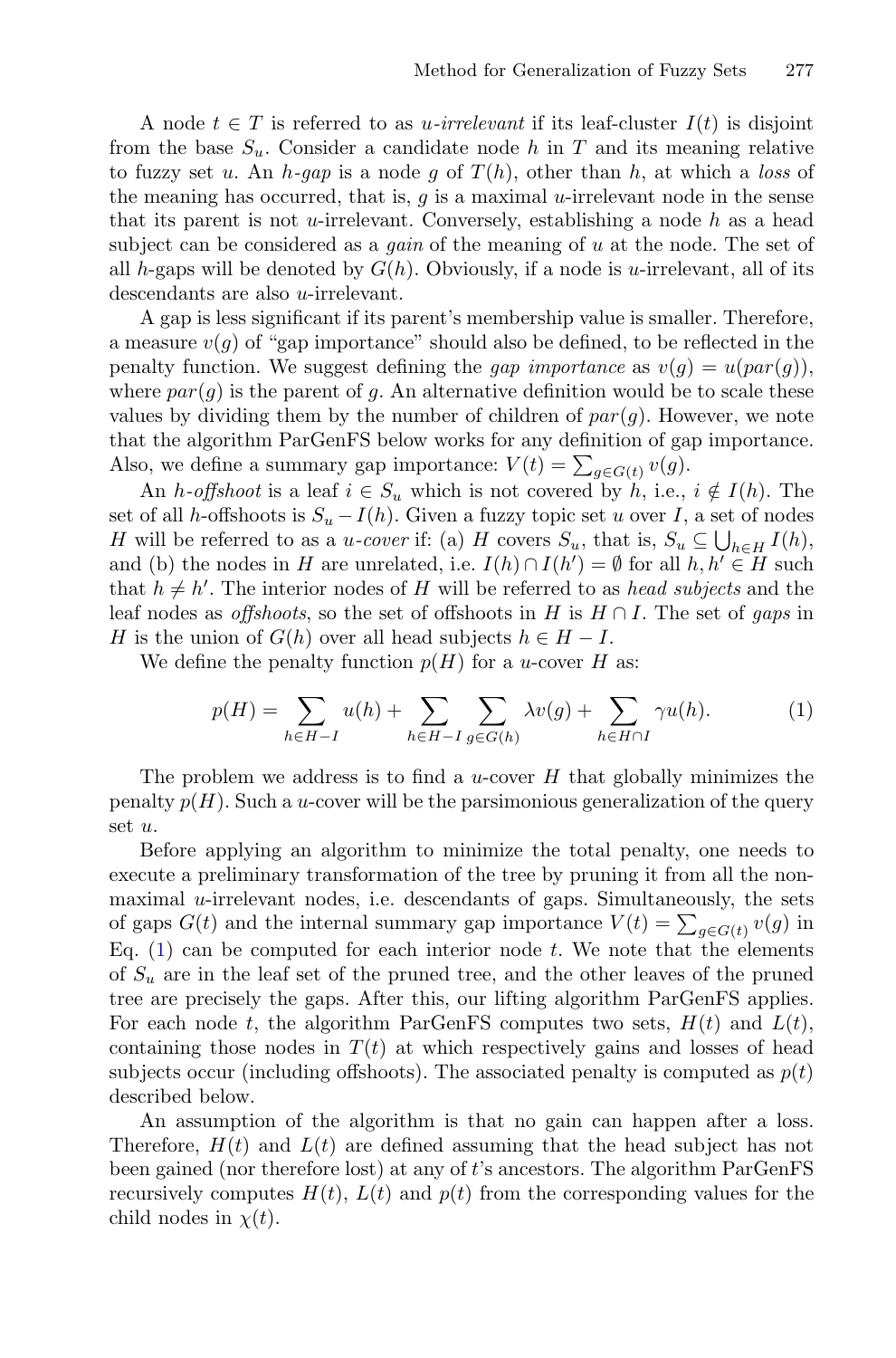A node $t \in T$ is referred to as *u-irrelevant* if its leaf-cluster $I(t)$ is disjoint from the base $S_u$. Consider a candidate node $h$ in $T$ and its meaning relative to fuzzy set $u$. An *h-gap* is a node $g$ of $T(h)$, other than $h$, at which a *loss* of the meaning has occurred, that is, $g$ is a maximal $u$-irrelevant node in the sense that its parent is not $u$-irrelevant. Conversely, establishing a node $h$ as a head subject can be considered as a *gain* of the meaning of $u$ at the node. The set of all $h$-gaps will be denoted by $G(h)$. Obviously, if a node is $u$-irrelevant, all of its descendants are also $u$-irrelevant.

A gap is less significant if its parent's membership value is smaller. Therefore, a measure $v(g)$ of "gap importance" should also be defined, to be reflected in the penalty function. We suggest defining the *gap importance* as $v(g) = u(par(g))$, where $par(g)$ is the parent of $g$. An alternative definition would be to scale these values by dividing them by the number of children of $par(g)$. However, we note that the algorithm ParGenFS below works for any definition of gap importance. Also, we define a summary gap importance: $V(t) = \sum_{g \in G(t)} v(g)$.

An *h-offshoot* is a leaf $i \in S_u$ which is not covered by $h$, i.e., $i \notin I(h)$. The set of all $h$-offshoots is $S_u - I(h)$. Given a fuzzy topic set $u$ over $I$, a set of nodes $H$ will be referred to as a *u-cover* if: (a) $H$ covers $S_u$, that is, $S_u \subseteq \bigcup_{h \in H} I(h)$, and (b) the nodes in $H$ are unrelated, i.e. $I(h) \cap I(h') = \emptyset$ for all $h, h' \in H$ such that $h \neq h'$. The interior nodes of $H$ will be referred to as *head subjects* and the leaf nodes as *offshoots*, so the set of offshoots in $H$ is $H \cap I$. The set of *gaps* in $H$ is the union of $G(h)$ over all head subjects $h \in H - I$.

We define the penalty function $p(H)$ for a $u$-cover $H$ as:

$$p(H) = \sum_{h \in H - I} u(h) + \sum_{h \in H - I} \sum_{g \in G(h)} \lambda v(g) + \sum_{h \in H \cap I} \gamma u(h). \tag{1}$$

The problem we address is to find a $u$-cover $H$ that globally minimizes the penalty $p(H)$. Such a $u$-cover will be the parsimonious generalization of the query set $u$.

Before applying an algorithm to minimize the total penalty, one needs to execute a preliminary transformation of the tree by pruning it from all the non-maximal $u$-irrelevant nodes, i.e. descendants of gaps. Simultaneously, the sets of gaps $G(t)$ and the internal summary gap importance $V(t) = \sum_{g \in G(t)} v(g)$ in Eq. (1) can be computed for each interior node $t$. We note that the elements of $S_u$ are in the leaf set of the pruned tree, and the other leaves of the pruned tree are precisely the gaps. After this, our lifting algorithm ParGenFS applies. For each node $t$, the algorithm ParGenFS computes two sets, $H(t)$ and $L(t)$, containing those nodes in $T(t)$ at which respectively gains and losses of head subjects occur (including offshoots). The associated penalty is computed as $p(t)$ described below.

An assumption of the algorithm is that no gain can happen after a loss. Therefore, $H(t)$ and $L(t)$ are defined assuming that the head subject has not been gained (nor therefore lost) at any of $t$'s ancestors. The algorithm ParGenFS recursively computes $H(t)$, $L(t)$ and $p(t)$ from the corresponding values for the child nodes in $\chi(t)$.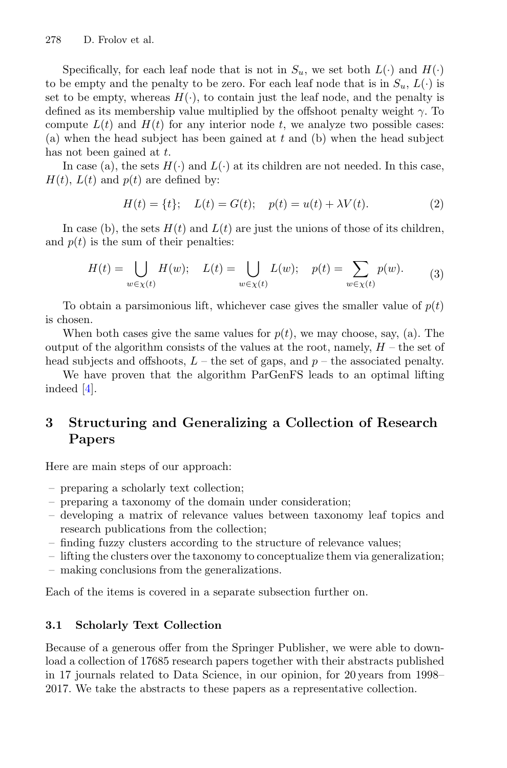Specifically, for each leaf node that is not in $S_u$, we set both $L(\cdot)$ and $H(\cdot)$ to be empty and the penalty to be zero. For each leaf node that is in $S_u$, $L(\cdot)$ is set to be empty, whereas $H(\cdot)$, to contain just the leaf node, and the penalty is defined as its membership value multiplied by the offshoot penalty weight $\gamma$. To compute $L(t)$ and $H(t)$ for any interior node $t$, we analyze two possible cases: (a) when the head subject has been gained at $t$ and (b) when the head subject has not been gained at $t$.

In case (a), the sets $H(\cdot)$ and $L(\cdot)$ at its children are not needed. In this case, $H(t)$, $L(t)$ and $p(t)$ are defined by:

$$H(t) = \{t\}; \quad L(t) = G(t); \quad p(t) = u(t) + \lambda V(t). \tag{2}$$

In case (b), the sets $H(t)$ and $L(t)$ are just the unions of those of its children, and $p(t)$ is the sum of their penalties:

$$H(t) = \bigcup_{w \in \chi(t)} H(w); \quad L(t) = \bigcup_{w \in \chi(t)} L(w); \quad p(t) = \sum_{w \in \chi(t)} p(w). \tag{3}$$

To obtain a parsimonious lift, whichever case gives the smaller value of $p(t)$ is chosen.

When both cases give the same values for $p(t)$, we may choose, say, (a). The output of the algorithm consists of the values at the root, namely, $H$ – the set of head subjects and offshoots, $L$ – the set of gaps, and $p$ – the associated penalty.

We have proven that the algorithm ParGenFS leads to an optimal lifting indeed [4].

## 3 Structuring and Generalizing a Collection of Research Papers

Here are main steps of our approach:

- preparing a scholarly text collection;
- preparing a taxonomy of the domain under consideration;
- developing a matrix of relevance values between taxonomy leaf topics and research publications from the collection;
- finding fuzzy clusters according to the structure of relevance values;
- lifting the clusters over the taxonomy to conceptualize them via generalization;
- making conclusions from the generalizations.

Each of the items is covered in a separate subsection further on.

### 3.1 Scholarly Text Collection

Because of a generous offer from the Springer Publisher, we were able to download a collection of 17685 research papers together with their abstracts published in 17 journals related to Data Science, in our opinion, for 20 years from 1998–2017. We take the abstracts to these papers as a representative collection.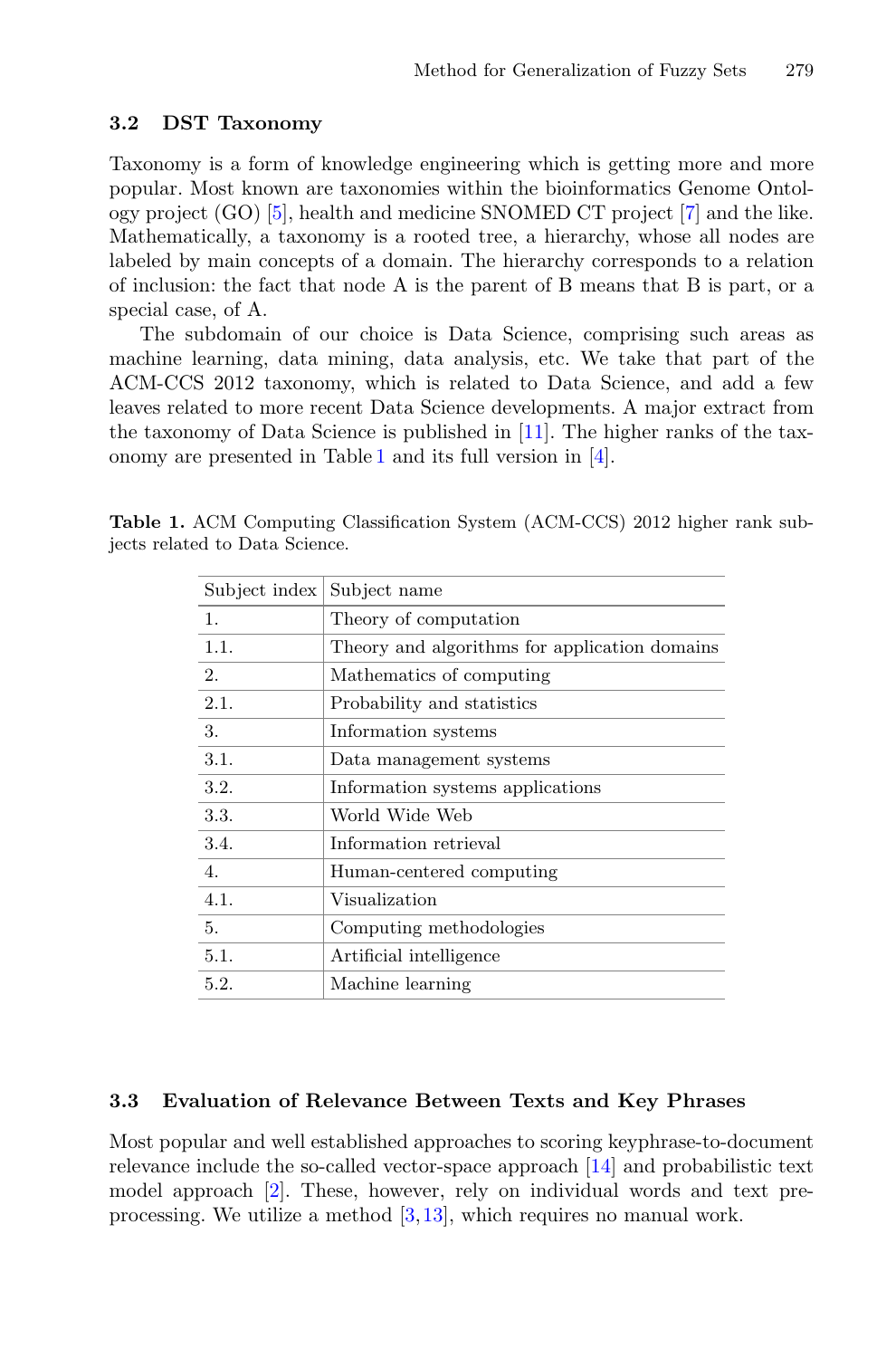### 3.2 DST Taxonomy

Taxonomy is a form of knowledge engineering which is getting more and more popular. Most known are taxonomies within the bioinformatics Genome Ontology project (GO) [5], health and medicine SNOMED CT project [7] and the like. Mathematically, a taxonomy is a rooted tree, a hierarchy, whose all nodes are labeled by main concepts of a domain. The hierarchy corresponds to a relation of inclusion: the fact that node A is the parent of B means that B is part, or a special case, of A.

The subdomain of our choice is Data Science, comprising such areas as machine learning, data mining, data analysis, etc. We take that part of the ACM-CCS 2012 taxonomy, which is related to Data Science, and add a few leaves related to more recent Data Science developments. A major extract from the taxonomy of Data Science is published in [11]. The higher ranks of the taxonomy are presented in Table 1 and its full version in [4].

**Table 1.** ACM Computing Classification System (ACM-CCS) 2012 higher rank subjects related to Data Science.

| Subject index | Subject name |
| --- | --- |
| 1. | Theory of computation |
| 1.1. | Theory and algorithms for application domains |
| 2. | Mathematics of computing |
| 2.1. | Probability and statistics |
| 3. | Information systems |
| 3.1. | Data management systems |
| 3.2. | Information systems applications |
| 3.3. | World Wide Web |
| 3.4. | Information retrieval |
| 4. | Human-centered computing |
| 4.1. | Visualization |
| 5. | Computing methodologies |
| 5.1. | Artificial intelligence |
| 5.2. | Machine learning |

### 3.3 Evaluation of Relevance Between Texts and Key Phrases

Most popular and well established approaches to scoring keyphrase-to-document relevance include the so-called vector-space approach [14] and probabilistic text model approach [2]. These, however, rely on individual words and text pre-processing. We utilize a method [3,13], which requires no manual work.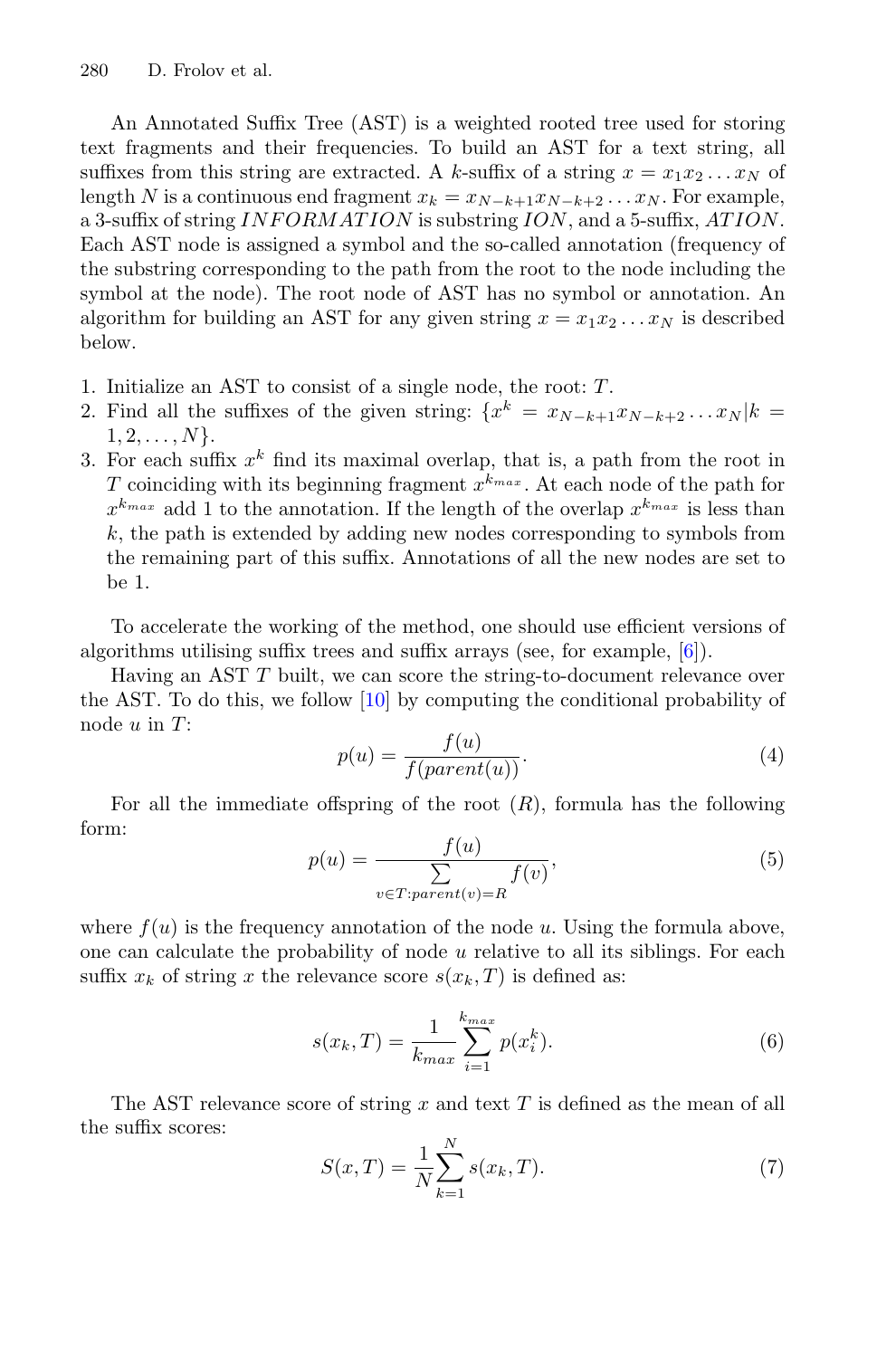An Annotated Suffix Tree (AST) is a weighted rooted tree used for storing text fragments and their frequencies. To build an AST for a text string, all suffixes from this string are extracted. A $k$-suffix of a string $x = x_1 x_2 \ldots x_N$ of length $N$ is a continuous end fragment $x_k = x_{N-k+1} x_{N-k+2} \ldots x_N$. For example, a 3-suffix of string $INFORMATION$ is substring $ION$, and a 5-suffix, $ATION$. Each AST node is assigned a symbol and the so-called annotation (frequency of the substring corresponding to the path from the root to the node including the symbol at the node). The root node of AST has no symbol or annotation. An algorithm for building an AST for any given string $x = x_1 x_2 \ldots x_N$ is described below.

1. Initialize an AST to consist of a single node, the root: $T$.
2. Find all the suffixes of the given string: $\{x^k = x_{N-k+1} x_{N-k+2} \ldots x_N | k = 1, 2, \ldots, N\}$.
3. For each suffix $x^k$ find its maximal overlap, that is, a path from the root in $T$ coinciding with its beginning fragment $x^{k_{max}}$. At each node of the path for $x^{k_{max}}$ add 1 to the annotation. If the length of the overlap $x^{k_{max}}$ is less than $k$, the path is extended by adding new nodes corresponding to symbols from the remaining part of this suffix. Annotations of all the new nodes are set to be 1.

To accelerate the working of the method, one should use efficient versions of algorithms utilising suffix trees and suffix arrays (see, for example, [6]).

Having an AST $T$ built, we can score the string-to-document relevance over the AST. To do this, we follow [10] by computing the conditional probability of node $u$ in $T$:

$$p(u) = \frac{f(u)}{f(parent(u))}. \tag{4}$$

For all the immediate offspring of the root ($R$), formula has the following form:

$$p(u) = \frac{f(u)}{\sum\limits_{v \in T: parent(v) = R} f(v)}, \tag{5}$$

where $f(u)$ is the frequency annotation of the node $u$. Using the formula above, one can calculate the probability of node $u$ relative to all its siblings. For each suffix $x_k$ of string $x$ the relevance score $s(x_k, T)$ is defined as:

$$s(x_k, T) = \frac{1}{k_{max}} \sum_{i=1}^{k_{max}} p(x_i^k). \tag{6}$$

The AST relevance score of string $x$ and text $T$ is defined as the mean of all the suffix scores:

$$S(x, T) = \frac{1}{N} \sum_{k=1}^{N} s(x_k, T). \tag{7}$$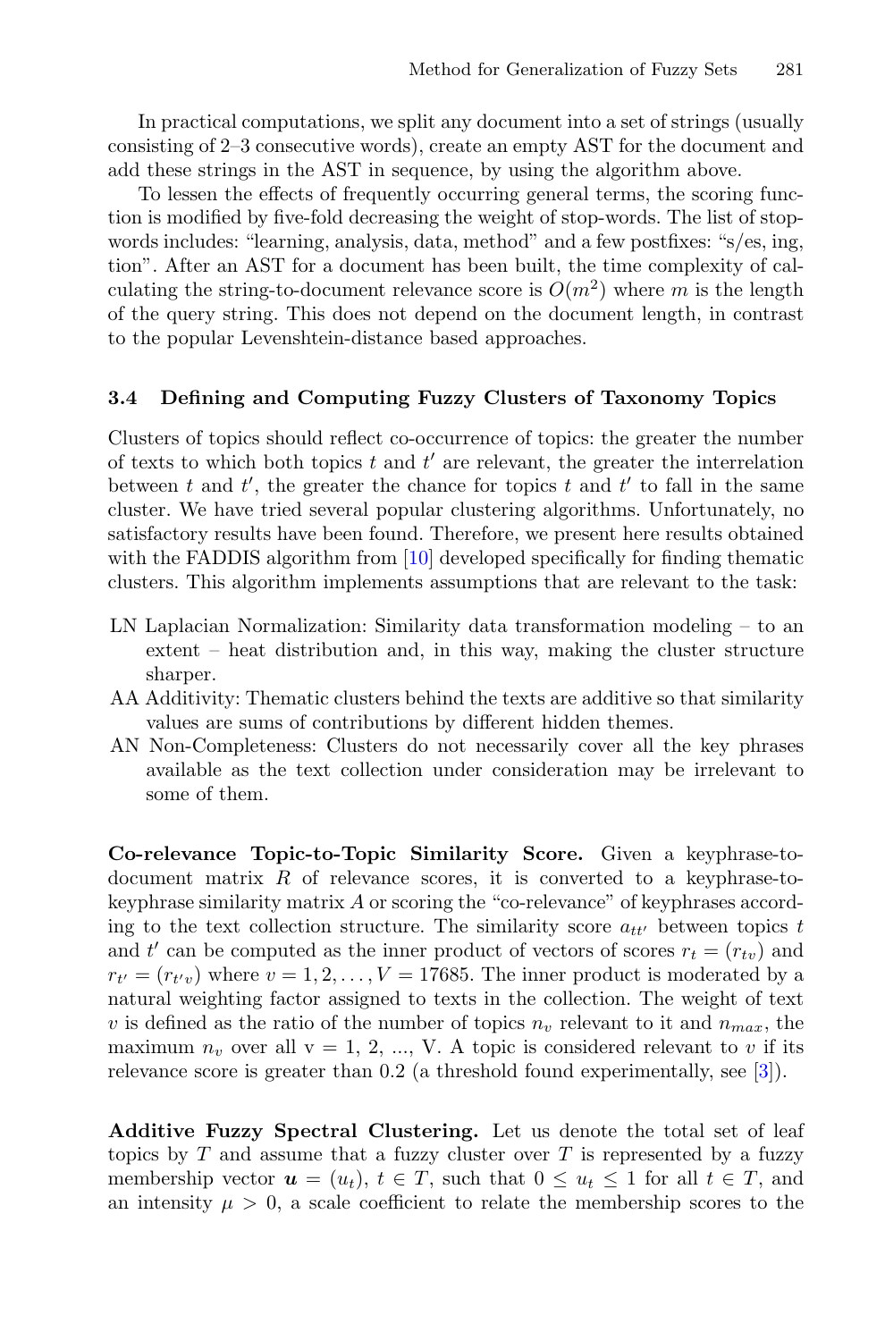In practical computations, we split any document into a set of strings (usually consisting of 2–3 consecutive words), create an empty AST for the document and add these strings in the AST in sequence, by using the algorithm above.

To lessen the effects of frequently occurring general terms, the scoring function is modified by five-fold decreasing the weight of stop-words. The list of stop-words includes: "learning, analysis, data, method" and a few postfixes: "s/es, ing, tion". After an AST for a document has been built, the time complexity of calculating the string-to-document relevance score is $O(m^2)$ where $m$ is the length of the query string. This does not depend on the document length, in contrast to the popular Levenshtein-distance based approaches.

### 3.4 Defining and Computing Fuzzy Clusters of Taxonomy Topics

Clusters of topics should reflect co-occurrence of topics: the greater the number of texts to which both topics $t$ and $t'$ are relevant, the greater the interrelation between $t$ and $t'$, the greater the chance for topics $t$ and $t'$ to fall in the same cluster. We have tried several popular clustering algorithms. Unfortunately, no satisfactory results have been found. Therefore, we present here results obtained with the FADDIS algorithm from [10] developed specifically for finding thematic clusters. This algorithm implements assumptions that are relevant to the task:

- LN Laplacian Normalization: Similarity data transformation modeling – to an extent – heat distribution and, in this way, making the cluster structure sharper.
- AA Additivity: Thematic clusters behind the texts are additive so that similarity values are sums of contributions by different hidden themes.
- AN Non-Completeness: Clusters do not necessarily cover all the key phrases available as the text collection under consideration may be irrelevant to some of them.

**Co-relevance Topic-to-Topic Similarity Score.** Given a keyphrase-to-document matrix $R$ of relevance scores, it is converted to a keyphrase-to-keyphrase similarity matrix $A$ or scoring the "co-relevance" of keyphrases according to the text collection structure. The similarity score $a_{tt'}$ between topics $t$ and $t'$ can be computed as the inner product of vectors of scores $r_t = (r_{tv})$ and $r_{t'} = (r_{t'v})$ where $v = 1, 2, \ldots, V = 17685$. The inner product is moderated by a natural weighting factor assigned to texts in the collection. The weight of text $v$ is defined as the ratio of the number of topics $n_v$ relevant to it and $n_{max}$, the maximum $n_v$ over all v = 1, 2, ..., V. A topic is considered relevant to $v$ if its relevance score is greater than 0.2 (a threshold found experimentally, see [3]).

**Additive Fuzzy Spectral Clustering.** Let us denote the total set of leaf topics by $T$ and assume that a fuzzy cluster over $T$ is represented by a fuzzy membership vector $\boldsymbol{u} = (u_t)$, $t \in T$, such that $0 \leq u_t \leq 1$ for all $t \in T$, and an intensity $\mu > 0$, a scale coefficient to relate the membership scores to the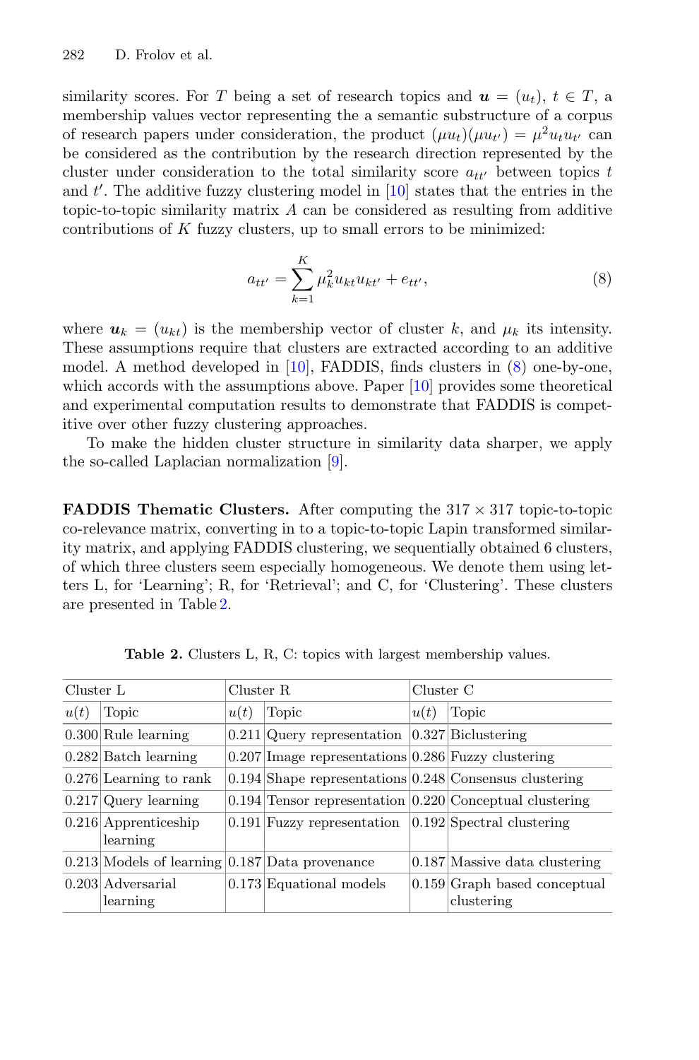similarity scores. For $T$ being a set of research topics and $\boldsymbol{u} = (u_t)$, $t \in T$, a membership values vector representing the a semantic substructure of a corpus of research papers under consideration, the product $(\mu u_t)(\mu u_{t'}) = \mu^2 u_t u_{t'}$ can be considered as the contribution by the research direction represented by the cluster under consideration to the total similarity score $a_{tt'}$ between topics $t$ and $t'$. The additive fuzzy clustering model in [10] states that the entries in the topic-to-topic similarity matrix $A$ can be considered as resulting from additive contributions of $K$ fuzzy clusters, up to small errors to be minimized:

$$a_{tt'} = \sum_{k=1}^{K} \mu_k^2 u_{kt} u_{kt'} + e_{tt'}, \tag{8}$$

where $\boldsymbol{u}_k = (u_{kt})$ is the membership vector of cluster $k$, and $\mu_k$ its intensity. These assumptions require that clusters are extracted according to an additive model. A method developed in [10], FADDIS, finds clusters in (8) one-by-one, which accords with the assumptions above. Paper [10] provides some theoretical and experimental computation results to demonstrate that FADDIS is competitive over other fuzzy clustering approaches.

To make the hidden cluster structure in similarity data sharper, we apply the so-called Laplacian normalization [9].

**FADDIS Thematic Clusters.** After computing the $317 \times 317$ topic-to-topic co-relevance matrix, converting in to a topic-to-topic Lapin transformed similarity matrix, and applying FADDIS clustering, we sequentially obtained 6 clusters, of which three clusters seem especially homogeneous. We denote them using letters L, for 'Learning'; R, for 'Retrieval'; and C, for 'Clustering'. These clusters are presented in Table 2.

**Table 2.** Clusters L, R, C: topics with largest membership values.

| Cluster L | | Cluster R | | Cluster C | |
|---|---|---|---|---|---|
| $u(t)$ | Topic | $u(t)$ | Topic | $u(t)$ | Topic |
| 0.300 | Rule learning | 0.211 | Query representation | 0.327 | Biclustering |
| 0.282 | Batch learning | 0.207 | Image representations | 0.286 | Fuzzy clustering |
| 0.276 | Learning to rank | 0.194 | Shape representations | 0.248 | Consensus clustering |
| 0.217 | Query learning | 0.194 | Tensor representation | 0.220 | Conceptual clustering |
| 0.216 | Apprenticeship learning | 0.191 | Fuzzy representation | 0.192 | Spectral clustering |
| 0.213 | Models of learning | 0.187 | Data provenance | 0.187 | Massive data clustering |
| 0.203 | Adversarial learning | 0.173 | Equational models | 0.159 | Graph based conceptual clustering |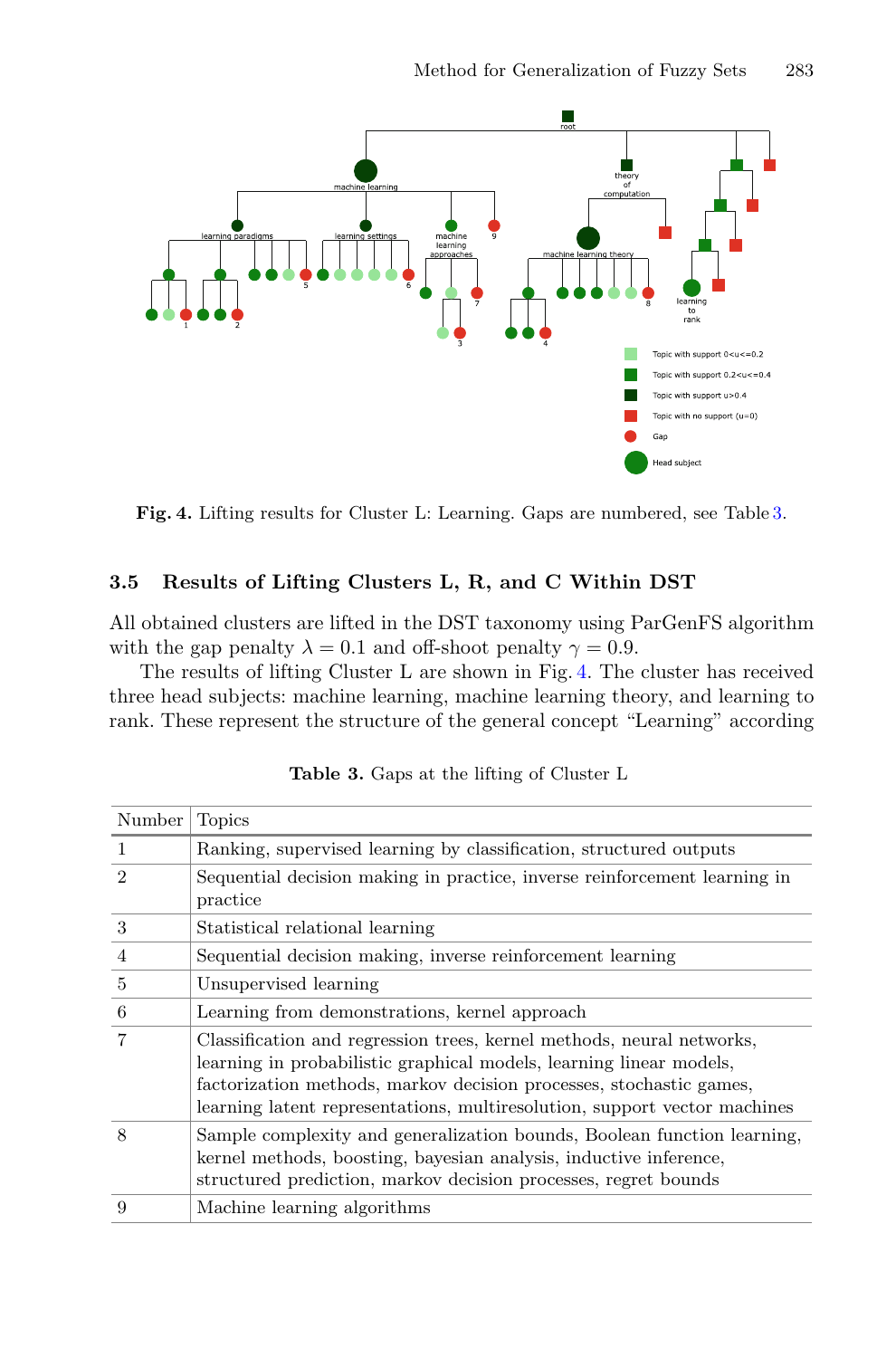**Fig. 4.** Lifting results for Cluster L: Learning. Gaps are numbered, see Table 3.

### 3.5 Results of Lifting Clusters L, R, and C Within DST

All obtained clusters are lifted in the DST taxonomy using ParGenFS algorithm with the gap penalty $\lambda = 0.1$ and off-shoot penalty $\gamma = 0.9$.

The results of lifting Cluster L are shown in Fig. 4. The cluster has received three head subjects: machine learning, machine learning theory, and learning to rank. These represent the structure of the general concept "Learning" according

**Table 3.** Gaps at the lifting of Cluster L

| Number | Topics |
|---|---|
| 1 | Ranking, supervised learning by classification, structured outputs |
| 2 | Sequential decision making in practice, inverse reinforcement learning in practice |
| 3 | Statistical relational learning |
| 4 | Sequential decision making, inverse reinforcement learning |
| 5 | Unsupervised learning |
| 6 | Learning from demonstrations, kernel approach |
| 7 | Classification and regression trees, kernel methods, neural networks, learning in probabilistic graphical models, learning linear models, factorization methods, markov decision processes, stochastic games, learning latent representations, multiresolution, support vector machines |
| 8 | Sample complexity and generalization bounds, Boolean function learning, kernel methods, boosting, bayesian analysis, inductive inference, structured prediction, markov decision processes, regret bounds |
| 9 | Machine learning algorithms |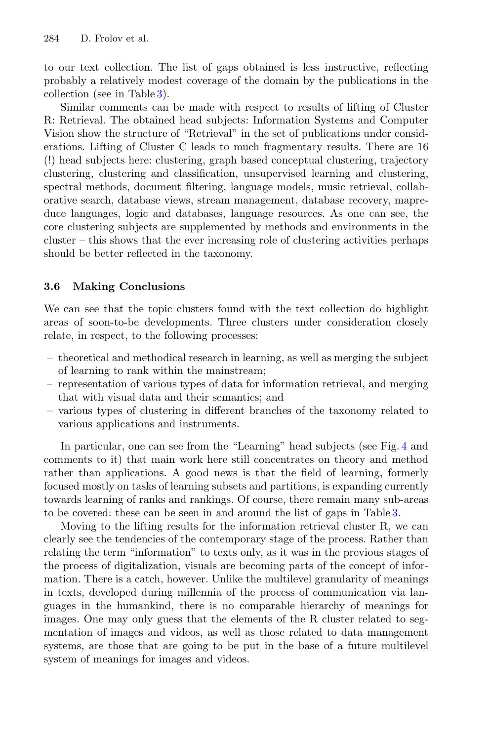to our text collection. The list of gaps obtained is less instructive, reflecting probably a relatively modest coverage of the domain by the publications in the collection (see in Table 3).

Similar comments can be made with respect to results of lifting of Cluster R: Retrieval. The obtained head subjects: Information Systems and Computer Vision show the structure of "Retrieval" in the set of publications under considerations. Lifting of Cluster C leads to much fragmentary results. There are 16 (!) head subjects here: clustering, graph based conceptual clustering, trajectory clustering, clustering and classification, unsupervised learning and clustering, spectral methods, document filtering, language models, music retrieval, collaborative search, database views, stream management, database recovery, mapreduce languages, logic and databases, language resources. As one can see, the core clustering subjects are supplemented by methods and environments in the cluster – this shows that the ever increasing role of clustering activities perhaps should be better reflected in the taxonomy.

### 3.6 Making Conclusions

We can see that the topic clusters found with the text collection do highlight areas of soon-to-be developments. Three clusters under consideration closely relate, in respect, to the following processes:

- theoretical and methodical research in learning, as well as merging the subject of learning to rank within the mainstream;
- representation of various types of data for information retrieval, and merging that with visual data and their semantics; and
- various types of clustering in different branches of the taxonomy related to various applications and instruments.

In particular, one can see from the "Learning" head subjects (see Fig. 4 and comments to it) that main work here still concentrates on theory and method rather than applications. A good news is that the field of learning, formerly focused mostly on tasks of learning subsets and partitions, is expanding currently towards learning of ranks and rankings. Of course, there remain many sub-areas to be covered: these can be seen in and around the list of gaps in Table 3.

Moving to the lifting results for the information retrieval cluster R, we can clearly see the tendencies of the contemporary stage of the process. Rather than relating the term "information" to texts only, as it was in the previous stages of the process of digitalization, visuals are becoming parts of the concept of information. There is a catch, however. Unlike the multilevel granularity of meanings in texts, developed during millennia of the process of communication via languages in the humankind, there is no comparable hierarchy of meanings for images. One may only guess that the elements of the R cluster related to segmentation of images and videos, as well as those related to data management systems, are those that are going to be put in the base of a future multilevel system of meanings for images and videos.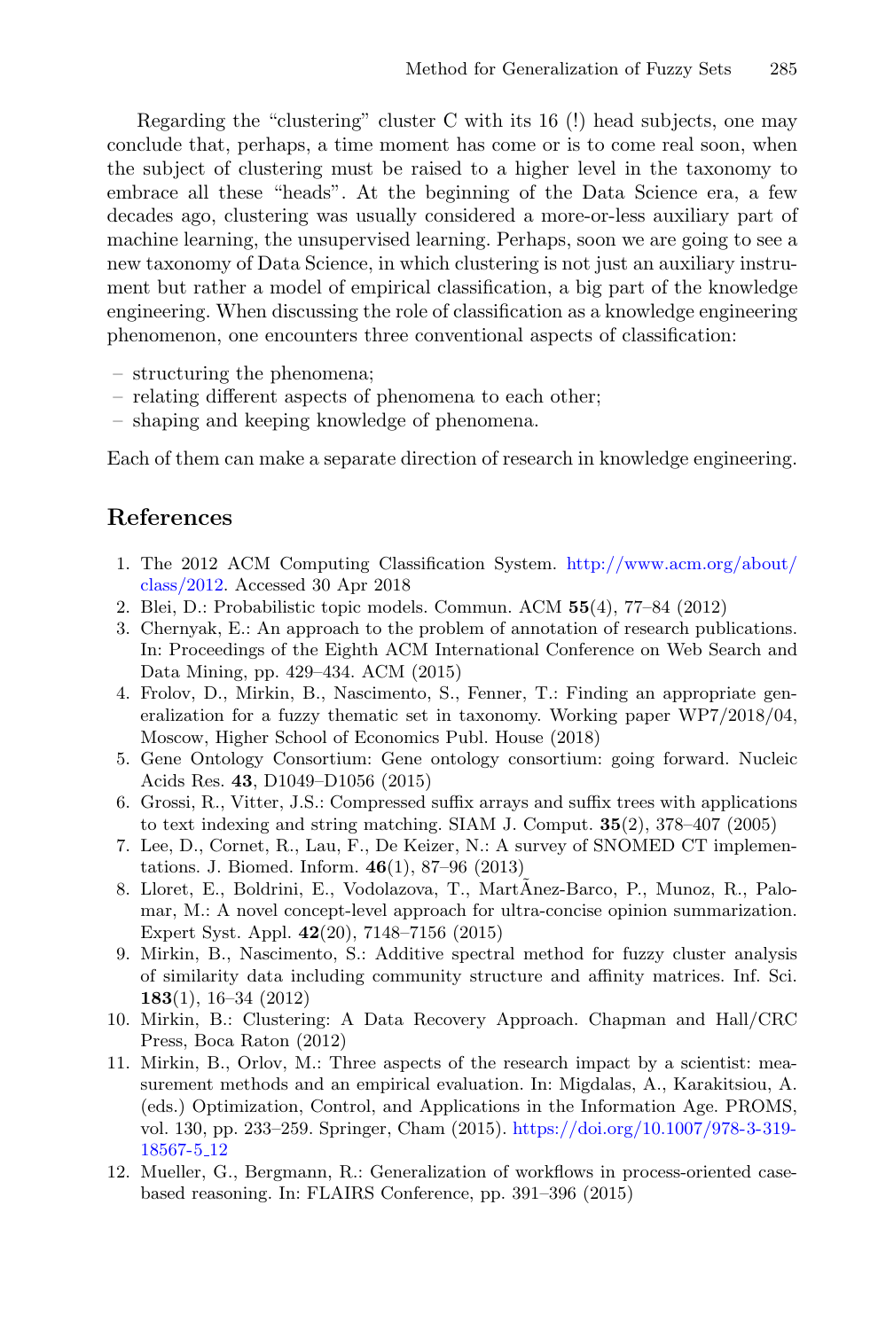Regarding the “clustering” cluster C with its 16 (!) head subjects, one may conclude that, perhaps, a time moment has come or is to come real soon, when the subject of clustering must be raised to a higher level in the taxonomy to embrace all these “heads”. At the beginning of the Data Science era, a few decades ago, clustering was usually considered a more-or-less auxiliary part of machine learning, the unsupervised learning. Perhaps, soon we are going to see a new taxonomy of Data Science, in which clustering is not just an auxiliary instrument but rather a model of empirical classification, a big part of the knowledge engineering. When discussing the role of classification as a knowledge engineering phenomenon, one encounters three conventional aspects of classification:

– structuring the phenomena;
– relating different aspects of phenomena to each other;
– shaping and keeping knowledge of phenomena.

Each of them can make a separate direction of research in knowledge engineering.

## References

1. The 2012 ACM Computing Classification System. http://www.acm.org/about/class/2012. Accessed 30 Apr 2018
2. Blei, D.: Probabilistic topic models. Commun. ACM **55**(4), 77–84 (2012)
3. Chernyak, E.: An approach to the problem of annotation of research publications. In: Proceedings of the Eighth ACM International Conference on Web Search and Data Mining, pp. 429–434. ACM (2015)
4. Frolov, D., Mirkin, B., Nascimento, S., Fenner, T.: Finding an appropriate generalization for a fuzzy thematic set in taxonomy. Working paper WP7/2018/04, Moscow, Higher School of Economics Publ. House (2018)
5. Gene Ontology Consortium: Gene ontology consortium: going forward. Nucleic Acids Res. **43**, D1049–D1056 (2015)
6. Grossi, R., Vitter, J.S.: Compressed suffix arrays and suffix trees with applications to text indexing and string matching. SIAM J. Comput. **35**(2), 378–407 (2005)
7. Lee, D., Cornet, R., Lau, F., De Keizer, N.: A survey of SNOMED CT implementations. J. Biomed. Inform. **46**(1), 87–96 (2013)
8. Lloret, E., Boldrini, E., Vodolazova, T., MartÃnez-Barco, P., Munoz, R., Palomar, M.: A novel concept-level approach for ultra-concise opinion summarization. Expert Syst. Appl. **42**(20), 7148–7156 (2015)
9. Mirkin, B., Nascimento, S.: Additive spectral method for fuzzy cluster analysis of similarity data including community structure and affinity matrices. Inf. Sci. **183**(1), 16–34 (2012)
10. Mirkin, B.: Clustering: A Data Recovery Approach. Chapman and Hall/CRC Press, Boca Raton (2012)
11. Mirkin, B., Orlov, M.: Three aspects of the research impact by a scientist: measurement methods and an empirical evaluation. In: Migdalas, A., Karakitsiou, A. (eds.) Optimization, Control, and Applications in the Information Age. PROMS, vol. 130, pp. 233–259. Springer, Cham (2015). https://doi.org/10.1007/978-3-319-18567-5_12
12. Mueller, G., Bergmann, R.: Generalization of workflows in process-oriented case-based reasoning. In: FLAIRS Conference, pp. 391–396 (2015)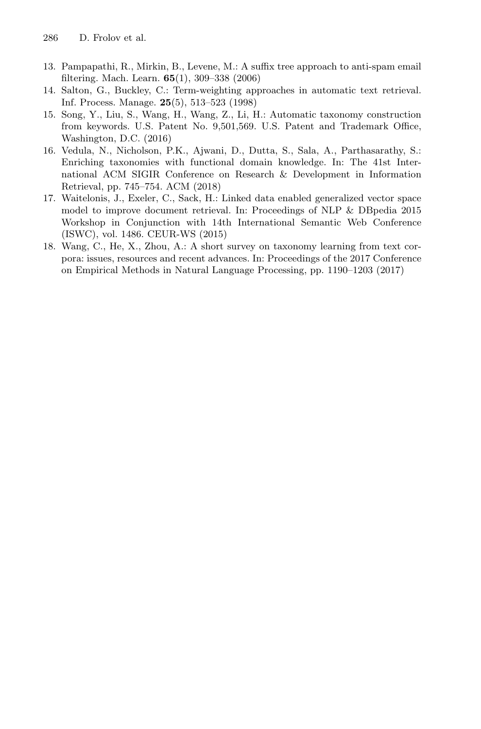13. Pampapathi, R., Mirkin, B., Levene, M.: A suffix tree approach to anti-spam email filtering. Mach. Learn. **65**(1), 309–338 (2006)
14. Salton, G., Buckley, C.: Term-weighting approaches in automatic text retrieval. Inf. Process. Manage. **25**(5), 513–523 (1998)
15. Song, Y., Liu, S., Wang, H., Wang, Z., Li, H.: Automatic taxonomy construction from keywords. U.S. Patent No. 9,501,569. U.S. Patent and Trademark Office, Washington, D.C. (2016)
16. Vedula, N., Nicholson, P.K., Ajwani, D., Dutta, S., Sala, A., Parthasarathy, S.: Enriching taxonomies with functional domain knowledge. In: The 41st International ACM SIGIR Conference on Research & Development in Information Retrieval, pp. 745–754. ACM (2018)
17. Waitelonis, J., Exeler, C., Sack, H.: Linked data enabled generalized vector space model to improve document retrieval. In: Proceedings of NLP & DBpedia 2015 Workshop in Conjunction with 14th International Semantic Web Conference (ISWC), vol. 1486. CEUR-WS (2015)
18. Wang, C., He, X., Zhou, A.: A short survey on taxonomy learning from text corpora: issues, resources and recent advances. In: Proceedings of the 2017 Conference on Empirical Methods in Natural Language Processing, pp. 1190–1203 (2017)